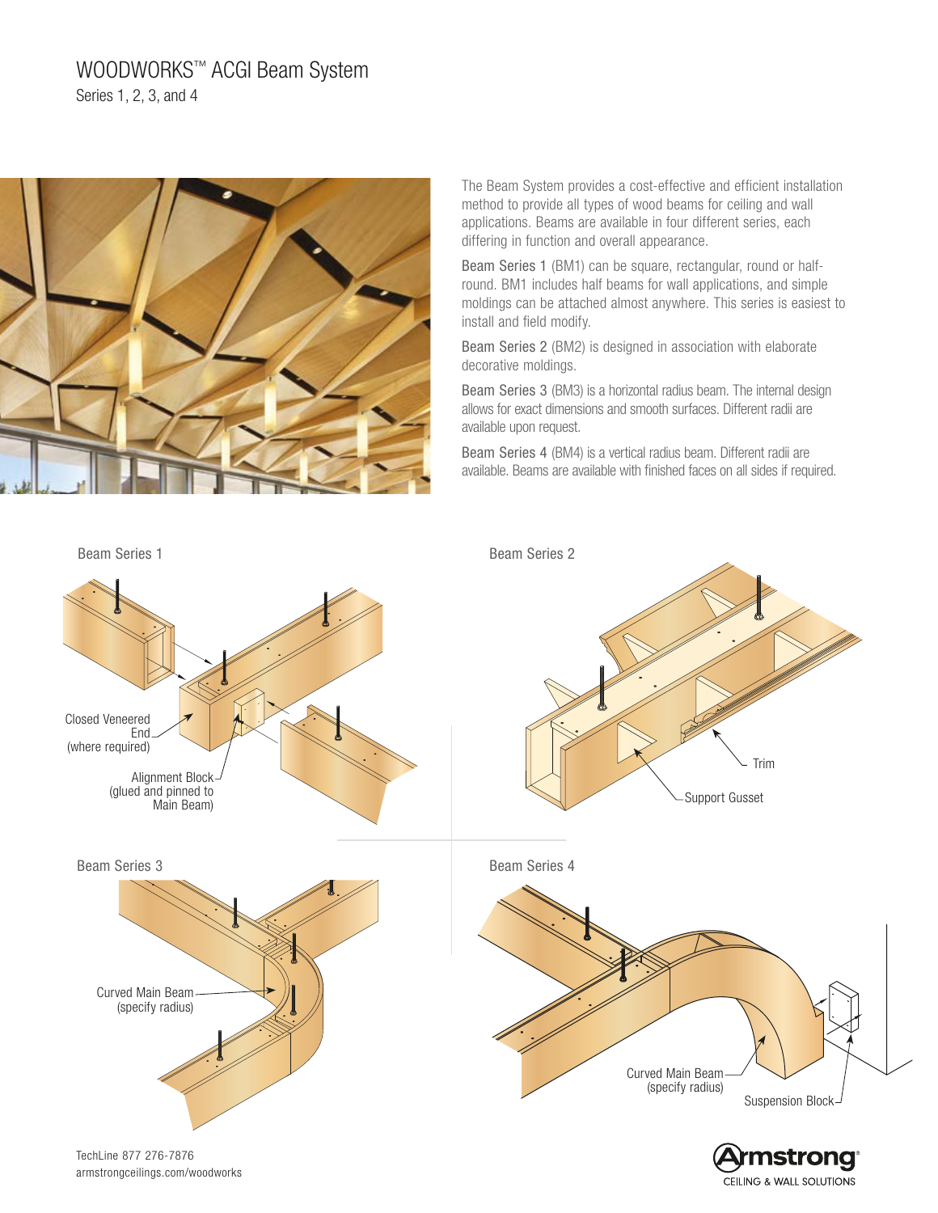# WOODWORKS™ ACGI Beam System

Series 1, 2, 3, and 4

The Beam System provides a cost-effective and efficient installation method to provide all types of wood beams for ceiling and wall applications. Beams are available in four different series, each differing in function and overall appearance.

Beam Series 1 (BM1) can be square, rectangular, round or half-round. BM1 includes half beams for wall applications, and simple moldings can be attached almost anywhere. This series is easiest to install and field modify.

Beam Series 2 (BM2) is designed in association with elaborate decorative moldings.

Beam Series 3 (BM3) is a horizontal radius beam. The internal design allows for exact dimensions and smooth surfaces. Different radii are available upon request.

Beam Series 4 (BM4) is a vertical radius beam. Different radii are available. Beams are available with finished faces on all sides if required.

## Beam Series 1

Closed Veneered End (where required)

Alignment Block (glued and pinned to Main Beam)

## Beam Series 2

Trim

Support Gusset

## Beam Series 3

Curved Main Beam (specify radius)

## Beam Series 4

Curved Main Beam (specify radius)

Suspension Block

TechLine 877 276-7876
armstrongceilings.com/woodworks

Armstrong® CEILING & WALL SOLUTIONS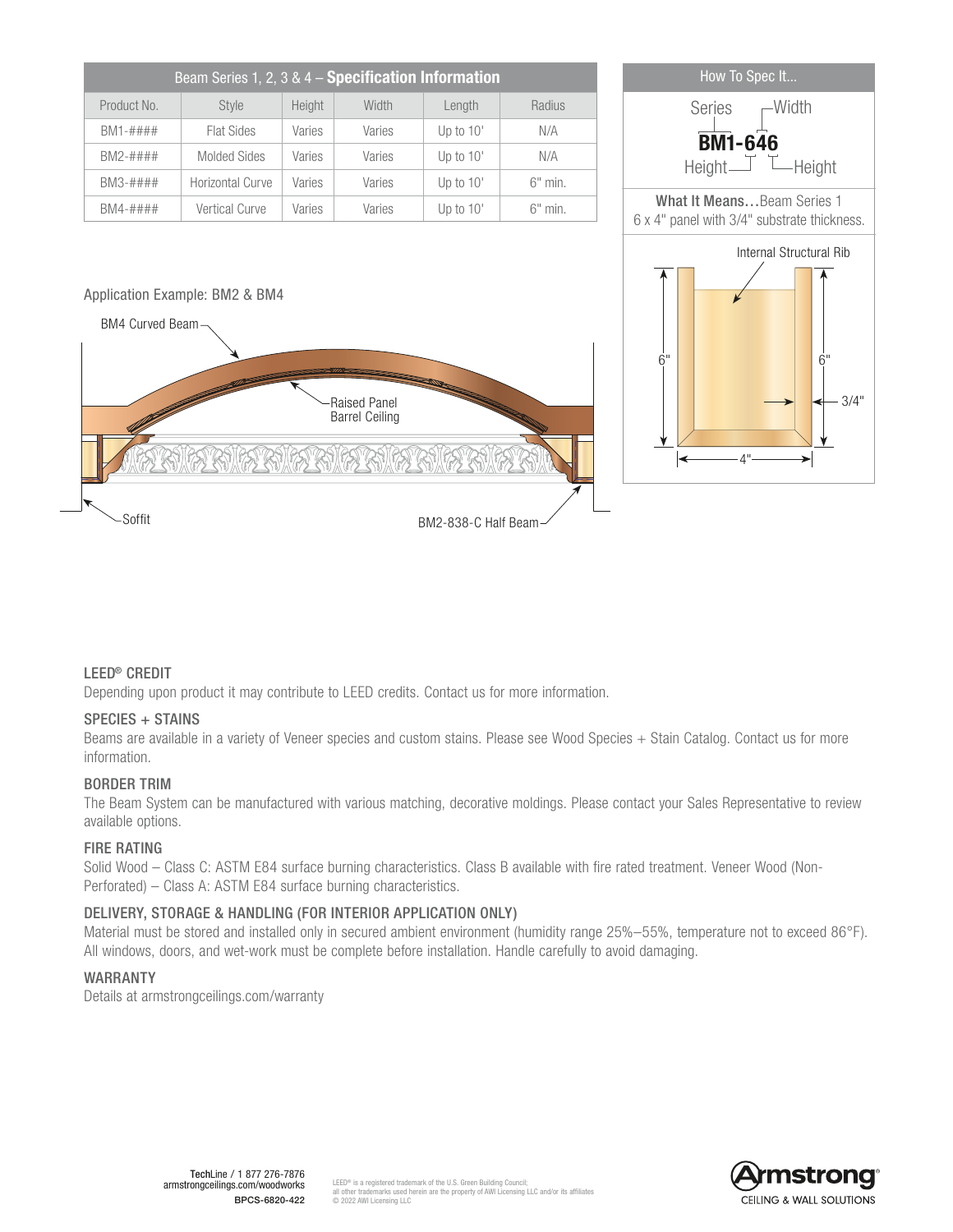## Beam Series 1, 2, 3 & 4 – **Specification Information**

| Product No. | Style | Height | Width | Length | Radius |
|---|---|---|---|---|---|
| BM1-#### | Flat Sides | Varies | Varies | Up to 10' | N/A |
| BM2-#### | Molded Sides | Varies | Varies | Up to 10' | N/A |
| BM3-#### | Horizontal Curve | Varies | Varies | Up to 10' | 6" min. |
| BM4-#### | Vertical Curve | Varies | Varies | Up to 10' | 6" min. |

### How To Spec It...

Series — Width

**BM1-646**

Height — Height

**What It Means…**Beam Series 1
6 x 4" panel with 3/4" substrate thickness.

Internal Structural Rib

6"

6"

3/4"

4"

Application Example: BM2 & BM4

BM4 Curved Beam

Raised Panel Barrel Ceiling

Soffit

BM2-838-C Half Beam

### LEED® CREDIT

Depending upon product it may contribute to LEED credits. Contact us for more information.

### SPECIES + STAINS

Beams are available in a variety of Veneer species and custom stains. Please see Wood Species + Stain Catalog. Contact us for more information.

### BORDER TRIM

The Beam System can be manufactured with various matching, decorative moldings. Please contact your Sales Representative to review available options.

### FIRE RATING

Solid Wood – Class C: ASTM E84 surface burning characteristics. Class B available with fire rated treatment. Veneer Wood (Non-Perforated) – Class A: ASTM E84 surface burning characteristics.

### DELIVERY, STORAGE & HANDLING (FOR INTERIOR APPLICATION ONLY)

Material must be stored and installed only in secured ambient environment (humidity range 25%–55%, temperature not to exceed 86°F). All windows, doors, and wet-work must be complete before installation. Handle carefully to avoid damaging.

### WARRANTY

Details at armstrongceilings.com/warranty

TechLine / 1 877 276-7876
armstrongceilings.com/woodworks
BPCS-6820-422

LEED® is a registered trademark of the U.S. Green Building Council;
all other trademarks used herein are the property of AWI Licensing LLC and/or its affiliates
© 2022 AWI Licensing LLC

Armstrong® CEILING & WALL SOLUTIONS